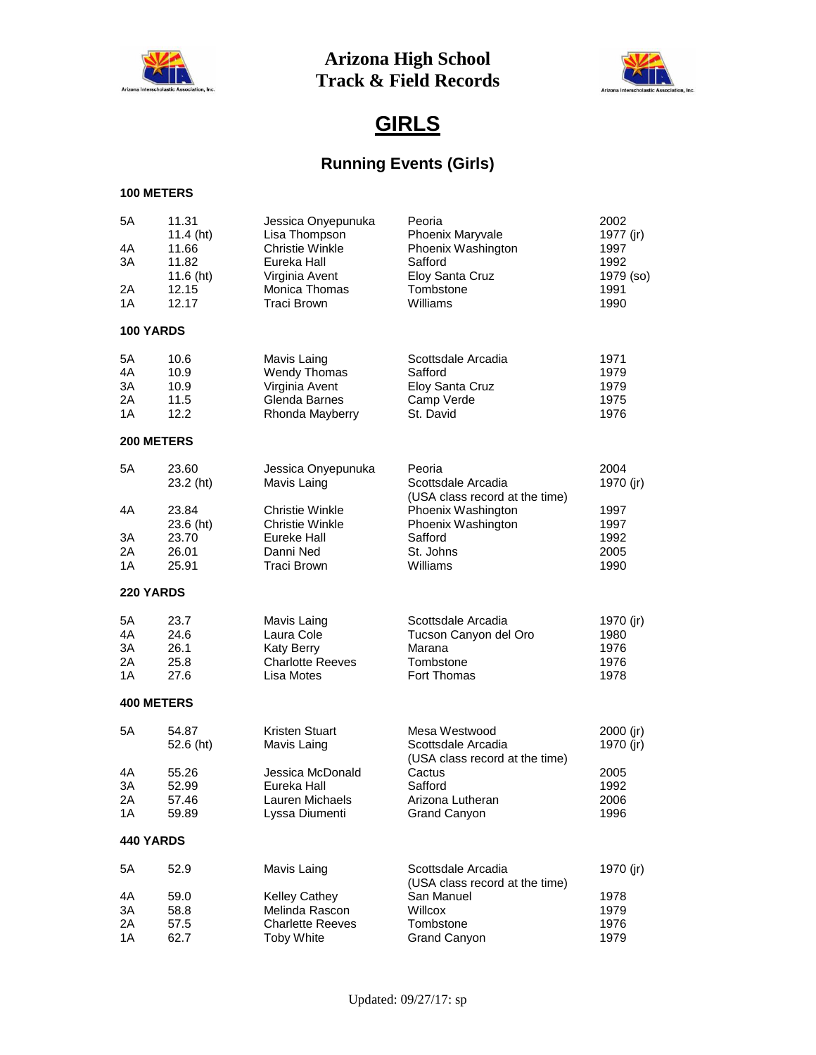# Arizona High School Track & Field Records

## GIRLS

### Running Events (Girls)

**100 METERS**

| Class | Mark | Athlete | School | Year |
|---|---|---|---|---|
| 5A | 11.31 | Jessica Onyepunuka | Peoria | 2002 |
| | 11.4 (ht) | Lisa Thompson | Phoenix Maryvale | 1977 (jr) |
| 4A | 11.66 | Christie Winkle | Phoenix Washington | 1997 |
| 3A | 11.82 | Eureka Hall | Safford | 1992 |
| | 11.6 (ht) | Virginia Avent | Eloy Santa Cruz | 1979 (so) |
| 2A | 12.15 | Monica Thomas | Tombstone | 1991 |
| 1A | 12.17 | Traci Brown | Williams | 1990 |

**100 YARDS**

| Class | Mark | Athlete | School | Year |
|---|---|---|---|---|
| 5A | 10.6 | Mavis Laing | Scottsdale Arcadia | 1971 |
| 4A | 10.9 | Wendy Thomas | Safford | 1979 |
| 3A | 10.9 | Virginia Avent | Eloy Santa Cruz | 1979 |
| 2A | 11.5 | Glenda Barnes | Camp Verde | 1975 |
| 1A | 12.2 | Rhonda Mayberry | St. David | 1976 |

**200 METERS**

| Class | Mark | Athlete | School | Year |
|---|---|---|---|---|
| 5A | 23.60 | Jessica Onyepunuka | Peoria | 2004 |
| | 23.2 (ht) | Mavis Laing | Scottsdale Arcadia (USA class record at the time) | 1970 (jr) |
| 4A | 23.84 | Christie Winkle | Phoenix Washington | 1997 |
| | 23.6 (ht) | Christie Winkle | Phoenix Washington | 1997 |
| 3A | 23.70 | Eureke Hall | Safford | 1992 |
| 2A | 26.01 | Danni Ned | St. Johns | 2005 |
| 1A | 25.91 | Traci Brown | Williams | 1990 |

**220 YARDS**

| Class | Mark | Athlete | School | Year |
|---|---|---|---|---|
| 5A | 23.7 | Mavis Laing | Scottsdale Arcadia | 1970 (jr) |
| 4A | 24.6 | Laura Cole | Tucson Canyon del Oro | 1980 |
| 3A | 26.1 | Katy Berry | Marana | 1976 |
| 2A | 25.8 | Charlotte Reeves | Tombstone | 1976 |
| 1A | 27.6 | Lisa Motes | Fort Thomas | 1978 |

**400 METERS**

| Class | Mark | Athlete | School | Year |
|---|---|---|---|---|
| 5A | 54.87 | Kristen Stuart | Mesa Westwood | 2000 (jr) |
| | 52.6 (ht) | Mavis Laing | Scottsdale Arcadia (USA class record at the time) | 1970 (jr) |
| 4A | 55.26 | Jessica McDonald | Cactus | 2005 |
| 3A | 52.99 | Eureka Hall | Safford | 1992 |
| 2A | 57.46 | Lauren Michaels | Arizona Lutheran | 2006 |
| 1A | 59.89 | Lyssa Diumenti | Grand Canyon | 1996 |

**440 YARDS**

| Class | Mark | Athlete | School | Year |
|---|---|---|---|---|
| 5A | 52.9 | Mavis Laing | Scottsdale Arcadia (USA class record at the time) | 1970 (jr) |
| 4A | 59.0 | Kelley Cathey | San Manuel | 1978 |
| 3A | 58.8 | Melinda Rascon | Willcox | 1979 |
| 2A | 57.5 | Charlotte Reeves | Tombstone | 1976 |
| 1A | 62.7 | Toby White | Grand Canyon | 1979 |

Updated: 09/27/17: sp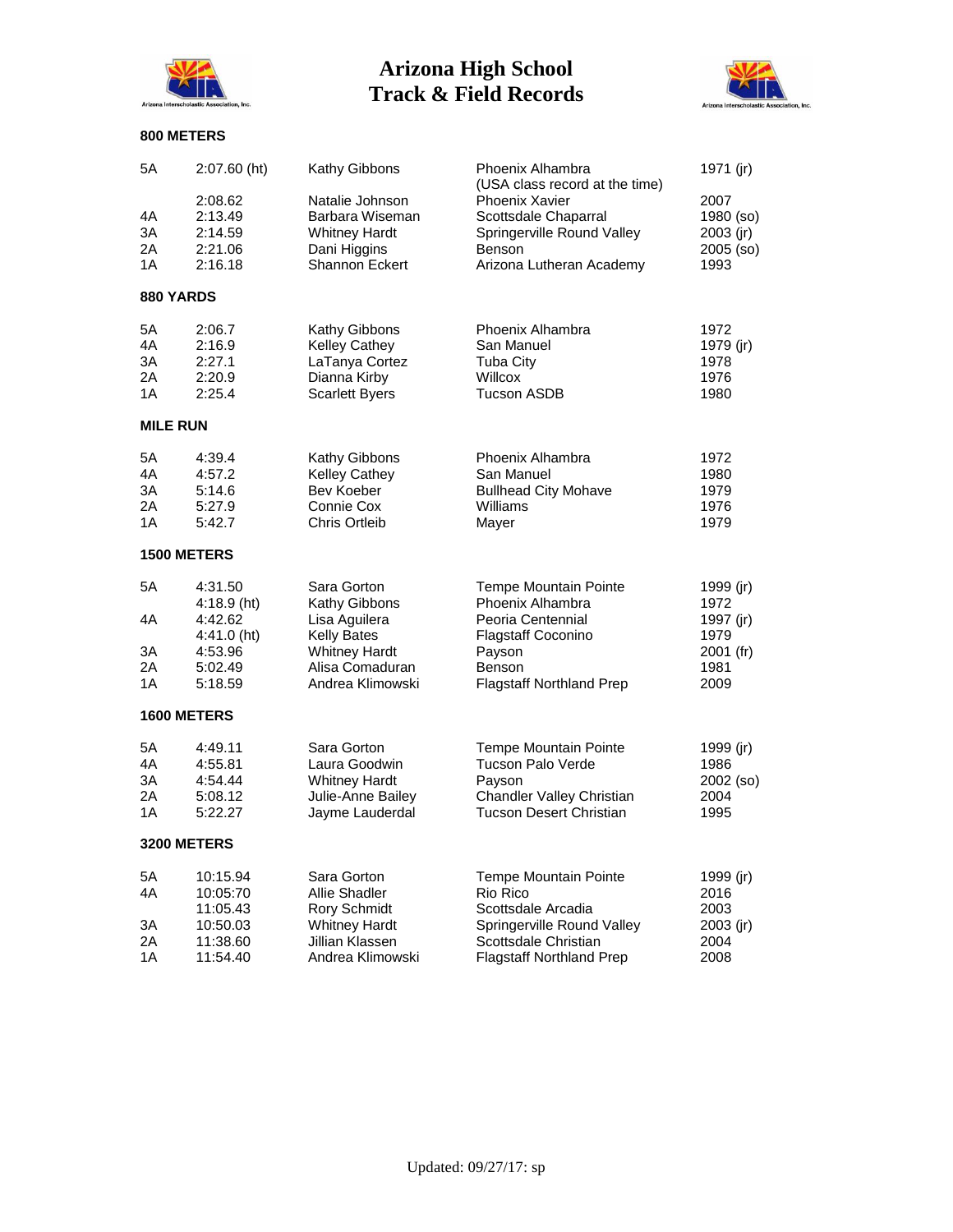# Arizona High School Track & Field Records

### 800 METERS

| | | | | |
|---|---|---|---|---|
| 5A | 2:07.60 (ht) | Kathy Gibbons | Phoenix Alhambra (USA class record at the time) | 1971 (jr) |
| | 2:08.62 | Natalie Johnson | Phoenix Xavier | 2007 |
| 4A | 2:13.49 | Barbara Wiseman | Scottsdale Chaparral | 1980 (so) |
| 3A | 2:14.59 | Whitney Hardt | Springerville Round Valley | 2003 (jr) |
| 2A | 2:21.06 | Dani Higgins | Benson | 2005 (so) |
| 1A | 2:16.18 | Shannon Eckert | Arizona Lutheran Academy | 1993 |

### 880 YARDS

| | | | | |
|---|---|---|---|---|
| 5A | 2:06.7 | Kathy Gibbons | Phoenix Alhambra | 1972 |
| 4A | 2:16.9 | Kelley Cathey | San Manuel | 1979 (jr) |
| 3A | 2:27.1 | LaTanya Cortez | Tuba City | 1978 |
| 2A | 2:20.9 | Dianna Kirby | Willcox | 1976 |
| 1A | 2:25.4 | Scarlett Byers | Tucson ASDB | 1980 |

### MILE RUN

| | | | | |
|---|---|---|---|---|
| 5A | 4:39.4 | Kathy Gibbons | Phoenix Alhambra | 1972 |
| 4A | 4:57.2 | Kelley Cathey | San Manuel | 1980 |
| 3A | 5:14.6 | Bev Koeber | Bullhead City Mohave | 1979 |
| 2A | 5:27.9 | Connie Cox | Williams | 1976 |
| 1A | 5:42.7 | Chris Ortleib | Mayer | 1979 |

### 1500 METERS

| | | | | |
|---|---|---|---|---|
| 5A | 4:31.50 | Sara Gorton | Tempe Mountain Pointe | 1999 (jr) |
| | 4:18.9 (ht) | Kathy Gibbons | Phoenix Alhambra | 1972 |
| 4A | 4:42.62 | Lisa Aguilera | Peoria Centennial | 1997 (jr) |
| | 4:41.0 (ht) | Kelly Bates | Flagstaff Coconino | 1979 |
| 3A | 4:53.96 | Whitney Hardt | Payson | 2001 (fr) |
| 2A | 5:02.49 | Alisa Comaduran | Benson | 1981 |
| 1A | 5:18.59 | Andrea Klimowski | Flagstaff Northland Prep | 2009 |

### 1600 METERS

| | | | | |
|---|---|---|---|---|
| 5A | 4:49.11 | Sara Gorton | Tempe Mountain Pointe | 1999 (jr) |
| 4A | 4:55.81 | Laura Goodwin | Tucson Palo Verde | 1986 |
| 3A | 4:54.44 | Whitney Hardt | Payson | 2002 (so) |
| 2A | 5:08.12 | Julie-Anne Bailey | Chandler Valley Christian | 2004 |
| 1A | 5:22.27 | Jayme Lauderdal | Tucson Desert Christian | 1995 |

### 3200 METERS

| | | | | |
|---|---|---|---|---|
| 5A | 10:15.94 | Sara Gorton | Tempe Mountain Pointe | 1999 (jr) |
| 4A | 10:05:70 | Allie Shadler | Rio Rico | 2016 |
| | 11:05.43 | Rory Schmidt | Scottsdale Arcadia | 2003 |
| 3A | 10:50.03 | Whitney Hardt | Springerville Round Valley | 2003 (jr) |
| 2A | 11:38.60 | Jillian Klassen | Scottsdale Christian | 2004 |
| 1A | 11:54.40 | Andrea Klimowski | Flagstaff Northland Prep | 2008 |

Updated: 09/27/17: sp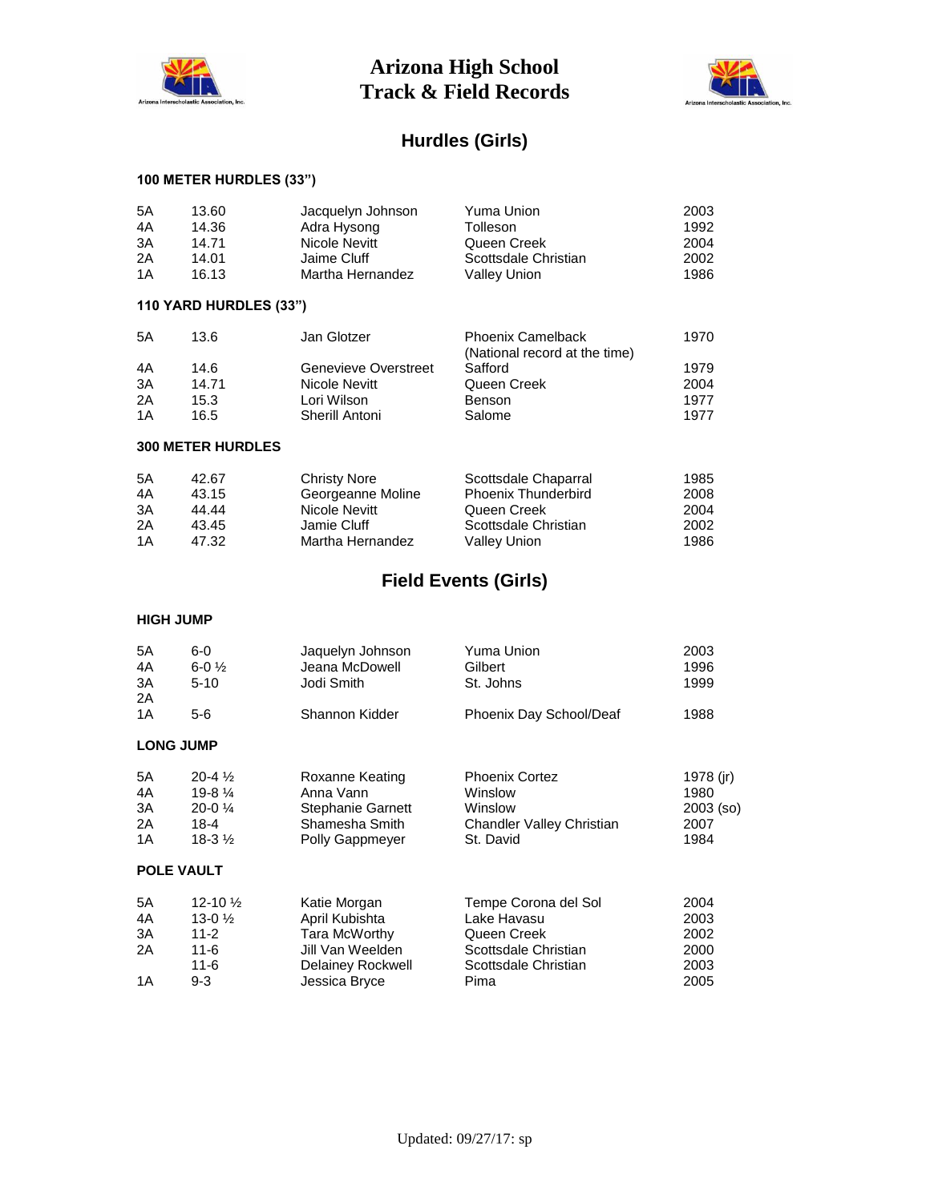# Arizona High School Track & Field Records

## Hurdles (Girls)

### 100 METER HURDLES (33")

| | | | | |
|---|---|---|---|---|
| 5A | 13.60 | Jacquelyn Johnson | Yuma Union | 2003 |
| 4A | 14.36 | Adra Hysong | Tolleson | 1992 |
| 3A | 14.71 | Nicole Nevitt | Queen Creek | 2004 |
| 2A | 14.01 | Jaime Cluff | Scottsdale Christian | 2002 |
| 1A | 16.13 | Martha Hernandez | Valley Union | 1986 |

### 110 YARD HURDLES (33")

| | | | | |
|---|---|---|---|---|
| 5A | 13.6 | Jan Glotzer | Phoenix Camelback (National record at the time) | 1970 |
| 4A | 14.6 | Genevieve Overstreet | Safford | 1979 |
| 3A | 14.71 | Nicole Nevitt | Queen Creek | 2004 |
| 2A | 15.3 | Lori Wilson | Benson | 1977 |
| 1A | 16.5 | Sherill Antoni | Salome | 1977 |

### 300 METER HURDLES

| | | | | |
|---|---|---|---|---|
| 5A | 42.67 | Christy Nore | Scottsdale Chaparral | 1985 |
| 4A | 43.15 | Georgeanne Moline | Phoenix Thunderbird | 2008 |
| 3A | 44.44 | Nicole Nevitt | Queen Creek | 2004 |
| 2A | 43.45 | Jamie Cluff | Scottsdale Christian | 2002 |
| 1A | 47.32 | Martha Hernandez | Valley Union | 1986 |

## Field Events (Girls)

### HIGH JUMP

| | | | | |
|---|---|---|---|---|
| 5A | 6-0 | Jaquelyn Johnson | Yuma Union | 2003 |
| 4A | 6-0 ½ | Jeana McDowell | Gilbert | 1996 |
| 3A | 5-10 | Jodi Smith | St. Johns | 1999 |
| 2A | | | | |
| 1A | 5-6 | Shannon Kidder | Phoenix Day School/Deaf | 1988 |

### LONG JUMP

| | | | | |
|---|---|---|---|---|
| 5A | 20-4 ½ | Roxanne Keating | Phoenix Cortez | 1978 (jr) |
| 4A | 19-8 ¼ | Anna Vann | Winslow | 1980 |
| 3A | 20-0 ¼ | Stephanie Garnett | Winslow | 2003 (so) |
| 2A | 18-4 | Shamesha Smith | Chandler Valley Christian | 2007 |
| 1A | 18-3 ½ | Polly Gappmeyer | St. David | 1984 |

### POLE VAULT

| | | | | |
|---|---|---|---|---|
| 5A | 12-10 ½ | Katie Morgan | Tempe Corona del Sol | 2004 |
| 4A | 13-0 ½ | April Kubishta | Lake Havasu | 2003 |
| 3A | 11-2 | Tara McWorthy | Queen Creek | 2002 |
| 2A | 11-6 | Jill Van Weelden | Scottsdale Christian | 2000 |
| | 11-6 | Delainey Rockwell | Scottsdale Christian | 2003 |
| 1A | 9-3 | Jessica Bryce | Pima | 2005 |

Updated: 09/27/17: sp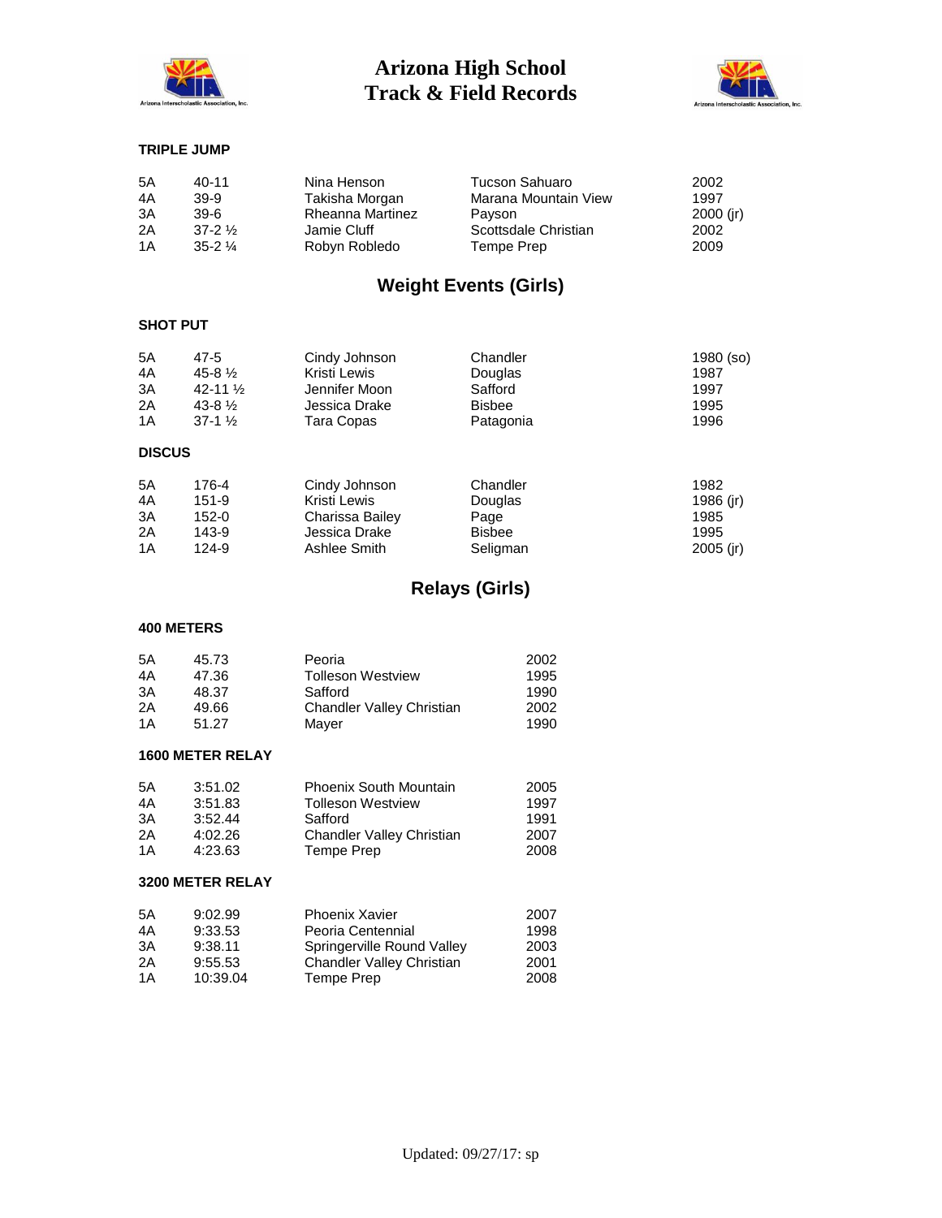# Arizona High School Track & Field Records

### TRIPLE JUMP

| | | | | |
|---|---|---|---|---|
| 5A | 40-11 | Nina Henson | Tucson Sahuaro | 2002 |
| 4A | 39-9 | Takisha Morgan | Marana Mountain View | 1997 |
| 3A | 39-6 | Rheanna Martinez | Payson | 2000 (jr) |
| 2A | 37-2 ½ | Jamie Cluff | Scottsdale Christian | 2002 |
| 1A | 35-2 ¼ | Robyn Robledo | Tempe Prep | 2009 |

## Weight Events (Girls)

### SHOT PUT

| | | | | |
|---|---|---|---|---|
| 5A | 47-5 | Cindy Johnson | Chandler | 1980 (so) |
| 4A | 45-8 ½ | Kristi Lewis | Douglas | 1987 |
| 3A | 42-11 ½ | Jennifer Moon | Safford | 1997 |
| 2A | 43-8 ½ | Jessica Drake | Bisbee | 1995 |
| 1A | 37-1 ½ | Tara Copas | Patagonia | 1996 |

### DISCUS

| | | | | |
|---|---|---|---|---|
| 5A | 176-4 | Cindy Johnson | Chandler | 1982 |
| 4A | 151-9 | Kristi Lewis | Douglas | 1986 (jr) |
| 3A | 152-0 | Charissa Bailey | Page | 1985 |
| 2A | 143-9 | Jessica Drake | Bisbee | 1995 |
| 1A | 124-9 | Ashlee Smith | Seligman | 2005 (jr) |

## Relays (Girls)

### 400 METERS

| | | | |
|---|---|---|---|
| 5A | 45.73 | Peoria | 2002 |
| 4A | 47.36 | Tolleson Westview | 1995 |
| 3A | 48.37 | Safford | 1990 |
| 2A | 49.66 | Chandler Valley Christian | 2002 |
| 1A | 51.27 | Mayer | 1990 |

### 1600 METER RELAY

| | | | |
|---|---|---|---|
| 5A | 3:51.02 | Phoenix South Mountain | 2005 |
| 4A | 3:51.83 | Tolleson Westview | 1997 |
| 3A | 3:52.44 | Safford | 1991 |
| 2A | 4:02.26 | Chandler Valley Christian | 2007 |
| 1A | 4:23.63 | Tempe Prep | 2008 |

### 3200 METER RELAY

| | | | |
|---|---|---|---|
| 5A | 9:02.99 | Phoenix Xavier | 2007 |
| 4A | 9:33.53 | Peoria Centennial | 1998 |
| 3A | 9:38.11 | Springerville Round Valley | 2003 |
| 2A | 9:55.53 | Chandler Valley Christian | 2001 |
| 1A | 10:39.04 | Tempe Prep | 2008 |

Updated: 09/27/17: sp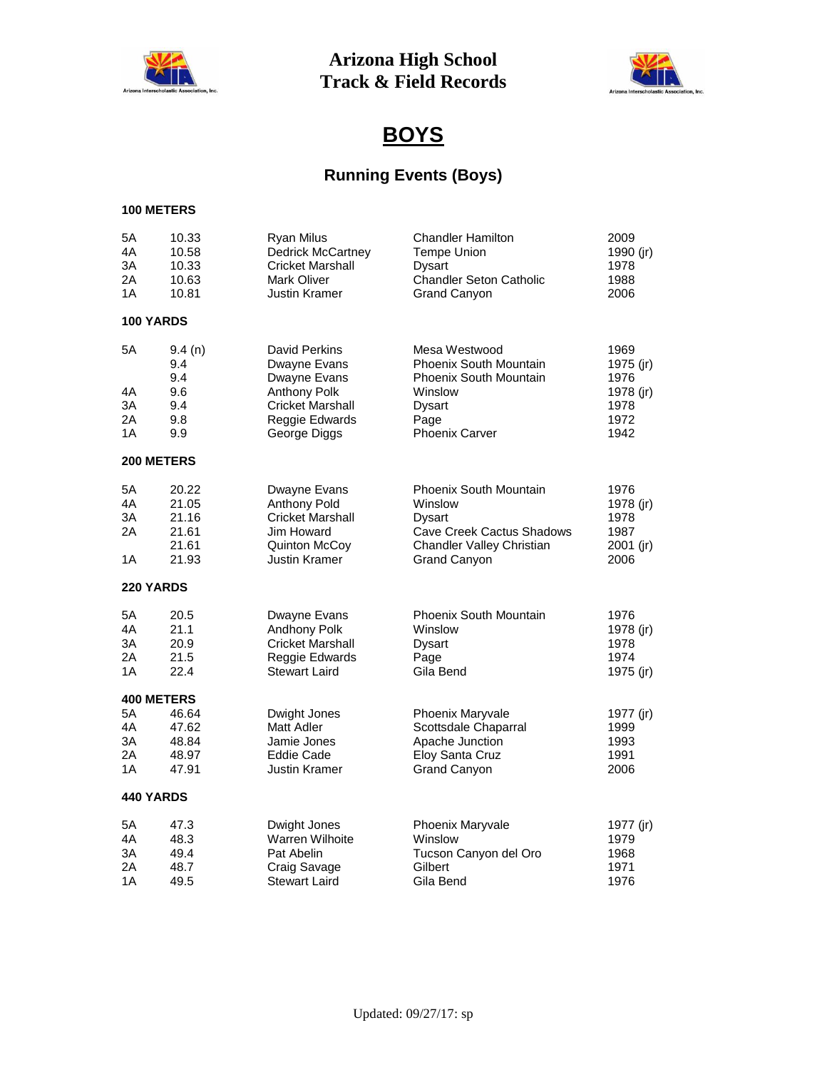# Arizona High School Track & Field Records

## BOYS

### Running Events (Boys)

**100 METERS**

| Class | Mark | Athlete | School | Year |
|---|---|---|---|---|
| 5A | 10.33 | Ryan Milus | Chandler Hamilton | 2009 |
| 4A | 10.58 | Dedrick McCartney | Tempe Union | 1990 (jr) |
| 3A | 10.33 | Cricket Marshall | Dysart | 1978 |
| 2A | 10.63 | Mark Oliver | Chandler Seton Catholic | 1988 |
| 1A | 10.81 | Justin Kramer | Grand Canyon | 2006 |

**100 YARDS**

| Class | Mark | Athlete | School | Year |
|---|---|---|---|---|
| 5A | 9.4 (n) | David Perkins | Mesa Westwood | 1969 |
| | 9.4 | Dwayne Evans | Phoenix South Mountain | 1975 (jr) |
| | 9.4 | Dwayne Evans | Phoenix South Mountain | 1976 |
| 4A | 9.6 | Anthony Polk | Winslow | 1978 (jr) |
| 3A | 9.4 | Cricket Marshall | Dysart | 1978 |
| 2A | 9.8 | Reggie Edwards | Page | 1972 |
| 1A | 9.9 | George Diggs | Phoenix Carver | 1942 |

**200 METERS**

| Class | Mark | Athlete | School | Year |
|---|---|---|---|---|
| 5A | 20.22 | Dwayne Evans | Phoenix South Mountain | 1976 |
| 4A | 21.05 | Anthony Pold | Winslow | 1978 (jr) |
| 3A | 21.16 | Cricket Marshall | Dysart | 1978 |
| 2A | 21.61 | Jim Howard | Cave Creek Cactus Shadows | 1987 |
| | 21.61 | Quinton McCoy | Chandler Valley Christian | 2001 (jr) |
| 1A | 21.93 | Justin Kramer | Grand Canyon | 2006 |

**220 YARDS**

| Class | Mark | Athlete | School | Year |
|---|---|---|---|---|
| 5A | 20.5 | Dwayne Evans | Phoenix South Mountain | 1976 |
| 4A | 21.1 | Andhony Polk | Winslow | 1978 (jr) |
| 3A | 20.9 | Cricket Marshall | Dysart | 1978 |
| 2A | 21.5 | Reggie Edwards | Page | 1974 |
| 1A | 22.4 | Stewart Laird | Gila Bend | 1975 (jr) |

**400 METERS**

| Class | Mark | Athlete | School | Year |
|---|---|---|---|---|
| 5A | 46.64 | Dwight Jones | Phoenix Maryvale | 1977 (jr) |
| 4A | 47.62 | Matt Adler | Scottsdale Chaparral | 1999 |
| 3A | 48.84 | Jamie Jones | Apache Junction | 1993 |
| 2A | 48.97 | Eddie Cade | Eloy Santa Cruz | 1991 |
| 1A | 47.91 | Justin Kramer | Grand Canyon | 2006 |

**440 YARDS**

| Class | Mark | Athlete | School | Year |
|---|---|---|---|---|
| 5A | 47.3 | Dwight Jones | Phoenix Maryvale | 1977 (jr) |
| 4A | 48.3 | Warren Wilhoite | Winslow | 1979 |
| 3A | 49.4 | Pat Abelin | Tucson Canyon del Oro | 1968 |
| 2A | 48.7 | Craig Savage | Gilbert | 1971 |
| 1A | 49.5 | Stewart Laird | Gila Bend | 1976 |

Updated: 09/27/17: sp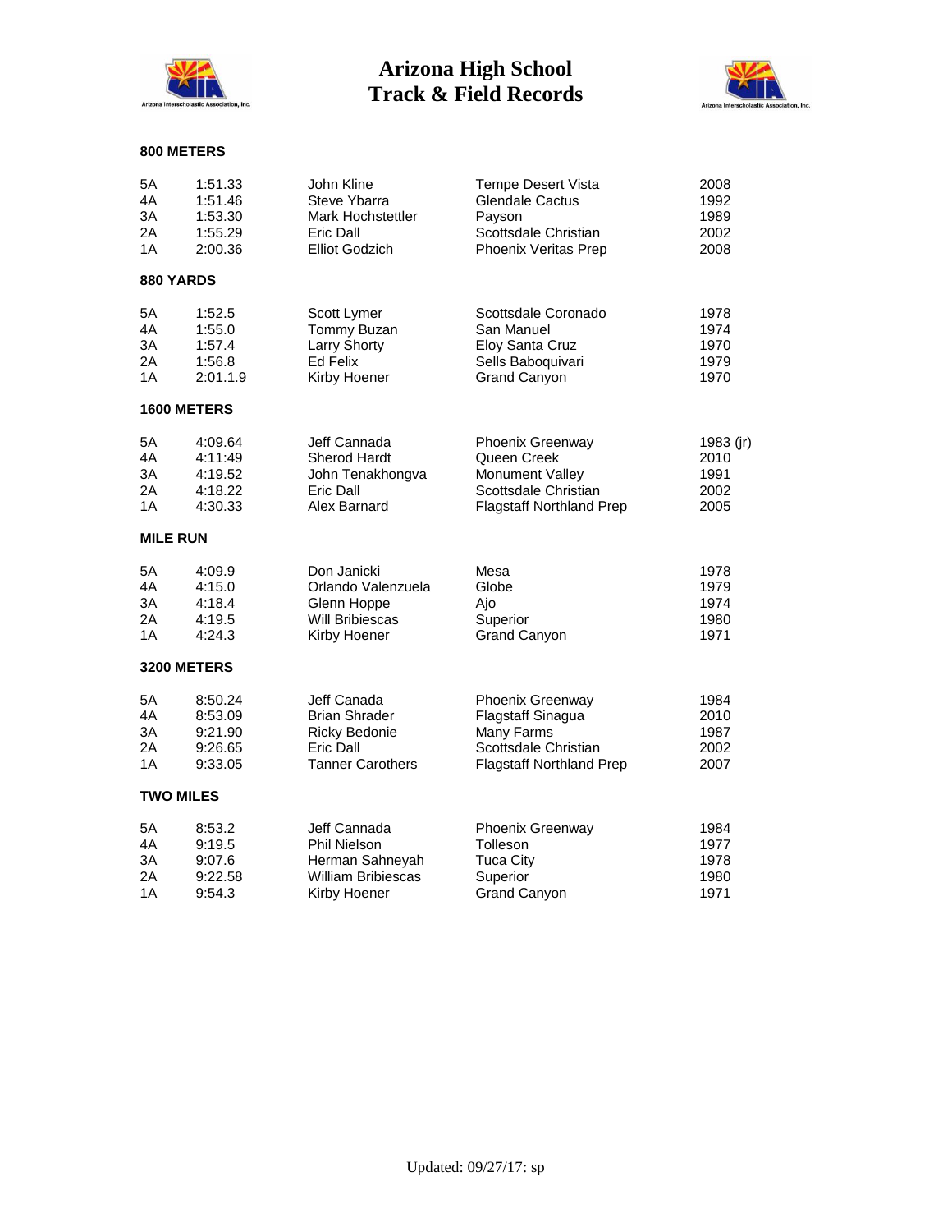# Arizona High School Track & Field Records

### 800 METERS

| | | | | |
|---|---|---|---|---|
| 5A | 1:51.33 | John Kline | Tempe Desert Vista | 2008 |
| 4A | 1:51.46 | Steve Ybarra | Glendale Cactus | 1992 |
| 3A | 1:53.30 | Mark Hochstettler | Payson | 1989 |
| 2A | 1:55.29 | Eric Dall | Scottsdale Christian | 2002 |
| 1A | 2:00.36 | Elliot Godzich | Phoenix Veritas Prep | 2008 |

### 880 YARDS

| | | | | |
|---|---|---|---|---|
| 5A | 1:52.5 | Scott Lymer | Scottsdale Coronado | 1978 |
| 4A | 1:55.0 | Tommy Buzan | San Manuel | 1974 |
| 3A | 1:57.4 | Larry Shorty | Eloy Santa Cruz | 1970 |
| 2A | 1:56.8 | Ed Felix | Sells Baboquivari | 1979 |
| 1A | 2:01.1.9 | Kirby Hoener | Grand Canyon | 1970 |

### 1600 METERS

| | | | | |
|---|---|---|---|---|
| 5A | 4:09.64 | Jeff Cannada | Phoenix Greenway | 1983 (jr) |
| 4A | 4:11:49 | Sherod Hardt | Queen Creek | 2010 |
| 3A | 4:19.52 | John Tenakhongva | Monument Valley | 1991 |
| 2A | 4:18.22 | Eric Dall | Scottsdale Christian | 2002 |
| 1A | 4:30.33 | Alex Barnard | Flagstaff Northland Prep | 2005 |

### MILE RUN

| | | | | |
|---|---|---|---|---|
| 5A | 4:09.9 | Don Janicki | Mesa | 1978 |
| 4A | 4:15.0 | Orlando Valenzuela | Globe | 1979 |
| 3A | 4:18.4 | Glenn Hoppe | Ajo | 1974 |
| 2A | 4:19.5 | Will Bribiescas | Superior | 1980 |
| 1A | 4:24.3 | Kirby Hoener | Grand Canyon | 1971 |

### 3200 METERS

| | | | | |
|---|---|---|---|---|
| 5A | 8:50.24 | Jeff Canada | Phoenix Greenway | 1984 |
| 4A | 8:53.09 | Brian Shrader | Flagstaff Sinagua | 2010 |
| 3A | 9:21.90 | Ricky Bedonie | Many Farms | 1987 |
| 2A | 9:26.65 | Eric Dall | Scottsdale Christian | 2002 |
| 1A | 9:33.05 | Tanner Carothers | Flagstaff Northland Prep | 2007 |

### TWO MILES

| | | | | |
|---|---|---|---|---|
| 5A | 8:53.2 | Jeff Cannada | Phoenix Greenway | 1984 |
| 4A | 9:19.5 | Phil Nielson | Tolleson | 1977 |
| 3A | 9:07.6 | Herman Sahneyah | Tuca City | 1978 |
| 2A | 9:22.58 | William Bribiescas | Superior | 1980 |
| 1A | 9:54.3 | Kirby Hoener | Grand Canyon | 1971 |

Updated: 09/27/17: sp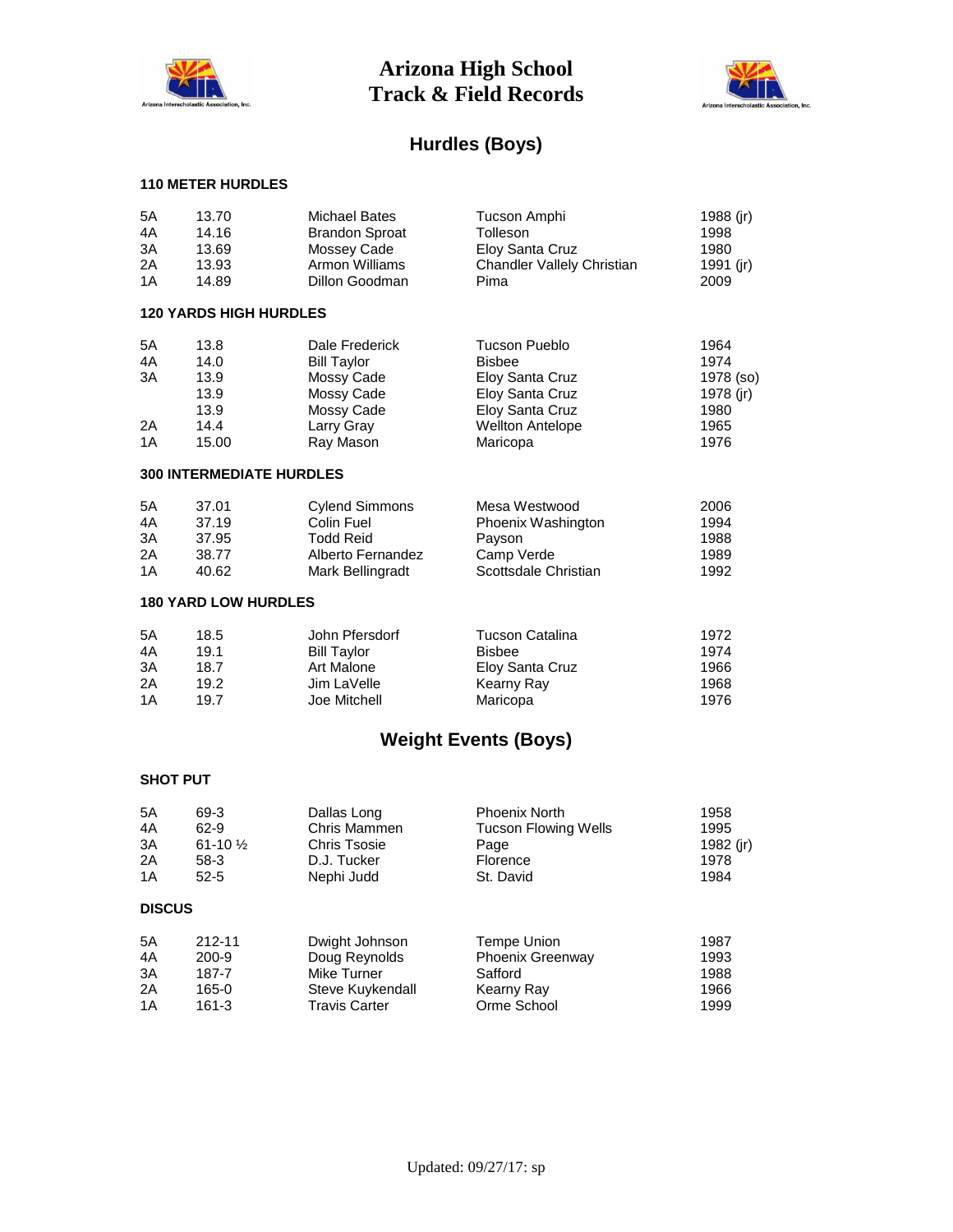# Arizona High School Track & Field Records

## Hurdles (Boys)

### 110 METER HURDLES

| | | | | |
|---|---|---|---|---|
| 5A | 13.70 | Michael Bates | Tucson Amphi | 1988 (jr) |
| 4A | 14.16 | Brandon Sproat | Tolleson | 1998 |
| 3A | 13.69 | Mossey Cade | Eloy Santa Cruz | 1980 |
| 2A | 13.93 | Armon Williams | Chandler Vallely Christian | 1991 (jr) |
| 1A | 14.89 | Dillon Goodman | Pima | 2009 |

### 120 YARDS HIGH HURDLES

| | | | | |
|---|---|---|---|---|
| 5A | 13.8 | Dale Frederick | Tucson Pueblo | 1964 |
| 4A | 14.0 | Bill Taylor | Bisbee | 1974 |
| 3A | 13.9 | Mossy Cade | Eloy Santa Cruz | 1978 (so) |
| | 13.9 | Mossy Cade | Eloy Santa Cruz | 1978 (jr) |
| | 13.9 | Mossy Cade | Eloy Santa Cruz | 1980 |
| 2A | 14.4 | Larry Gray | Wellton Antelope | 1965 |
| 1A | 15.00 | Ray Mason | Maricopa | 1976 |

### 300 INTERMEDIATE HURDLES

| | | | | |
|---|---|---|---|---|
| 5A | 37.01 | Cylend Simmons | Mesa Westwood | 2006 |
| 4A | 37.19 | Colin Fuel | Phoenix Washington | 1994 |
| 3A | 37.95 | Todd Reid | Payson | 1988 |
| 2A | 38.77 | Alberto Fernandez | Camp Verde | 1989 |
| 1A | 40.62 | Mark Bellingradt | Scottsdale Christian | 1992 |

### 180 YARD LOW HURDLES

| | | | | |
|---|---|---|---|---|
| 5A | 18.5 | John Pfersdorf | Tucson Catalina | 1972 |
| 4A | 19.1 | Bill Taylor | Bisbee | 1974 |
| 3A | 18.7 | Art Malone | Eloy Santa Cruz | 1966 |
| 2A | 19.2 | Jim LaVelle | Kearny Ray | 1968 |
| 1A | 19.7 | Joe Mitchell | Maricopa | 1976 |

## Weight Events (Boys)

### SHOT PUT

| | | | | |
|---|---|---|---|---|
| 5A | 69-3 | Dallas Long | Phoenix North | 1958 |
| 4A | 62-9 | Chris Mammen | Tucson Flowing Wells | 1995 |
| 3A | 61-10 ½ | Chris Tsosie | Page | 1982 (jr) |
| 2A | 58-3 | D.J. Tucker | Florence | 1978 |
| 1A | 52-5 | Nephi Judd | St. David | 1984 |

### DISCUS

| | | | | |
|---|---|---|---|---|
| 5A | 212-11 | Dwight Johnson | Tempe Union | 1987 |
| 4A | 200-9 | Doug Reynolds | Phoenix Greenway | 1993 |
| 3A | 187-7 | Mike Turner | Safford | 1988 |
| 2A | 165-0 | Steve Kuykendall | Kearny Ray | 1966 |
| 1A | 161-3 | Travis Carter | Orme School | 1999 |

Updated: 09/27/17: sp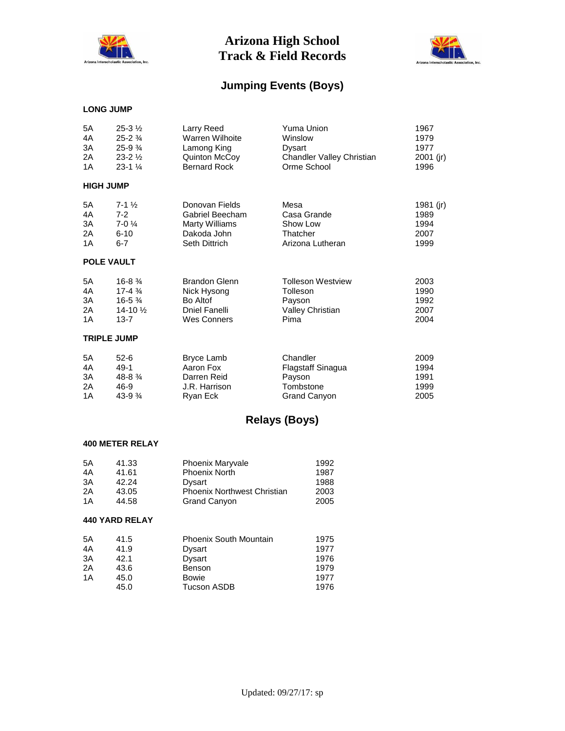# Arizona High School Track & Field Records

## Jumping Events (Boys)

### LONG JUMP

| | | | | |
|---|---|---|---|---|
| 5A | 25-3 ½ | Larry Reed | Yuma Union | 1967 |
| 4A | 25-2 ¾ | Warren Wilhoite | Winslow | 1979 |
| 3A | 25-9 ¾ | Lamong King | Dysart | 1977 |
| 2A | 23-2 ½ | Quinton McCoy | Chandler Valley Christian | 2001 (jr) |
| 1A | 23-1 ¼ | Bernard Rock | Orme School | 1996 |

### HIGH JUMP

| | | | | |
|---|---|---|---|---|
| 5A | 7-1 ½ | Donovan Fields | Mesa | 1981 (jr) |
| 4A | 7-2 | Gabriel Beecham | Casa Grande | 1989 |
| 3A | 7-0 ¼ | Marty Williams | Show Low | 1994 |
| 2A | 6-10 | Dakoda John | Thatcher | 2007 |
| 1A | 6-7 | Seth Dittrich | Arizona Lutheran | 1999 |

### POLE VAULT

| | | | | |
|---|---|---|---|---|
| 5A | 16-8 ¾ | Brandon Glenn | Tolleson Westview | 2003 |
| 4A | 17-4 ¾ | Nick Hysong | Tolleson | 1990 |
| 3A | 16-5 ¾ | Bo Altof | Payson | 1992 |
| 2A | 14-10 ½ | Dniel Fanelli | Valley Christian | 2007 |
| 1A | 13-7 | Wes Conners | Pima | 2004 |

### TRIPLE JUMP

| | | | | |
|---|---|---|---|---|
| 5A | 52-6 | Bryce Lamb | Chandler | 2009 |
| 4A | 49-1 | Aaron Fox | Flagstaff Sinagua | 1994 |
| 3A | 48-8 ¾ | Darren Reid | Payson | 1991 |
| 2A | 46-9 | J.R. Harrison | Tombstone | 1999 |
| 1A | 43-9 ¾ | Ryan Eck | Grand Canyon | 2005 |

## Relays (Boys)

### 400 METER RELAY

| | | | |
|---|---|---|---|
| 5A | 41.33 | Phoenix Maryvale | 1992 |
| 4A | 41.61 | Phoenix North | 1987 |
| 3A | 42.24 | Dysart | 1988 |
| 2A | 43.05 | Phoenix Northwest Christian | 2003 |
| 1A | 44.58 | Grand Canyon | 2005 |

### 440 YARD RELAY

| | | | |
|---|---|---|---|
| 5A | 41.5 | Phoenix South Mountain | 1975 |
| 4A | 41.9 | Dysart | 1977 |
| 3A | 42.1 | Dysart | 1976 |
| 2A | 43.6 | Benson | 1979 |
| 1A | 45.0 | Bowie | 1977 |
| | 45.0 | Tucson ASDB | 1976 |

Updated: 09/27/17: sp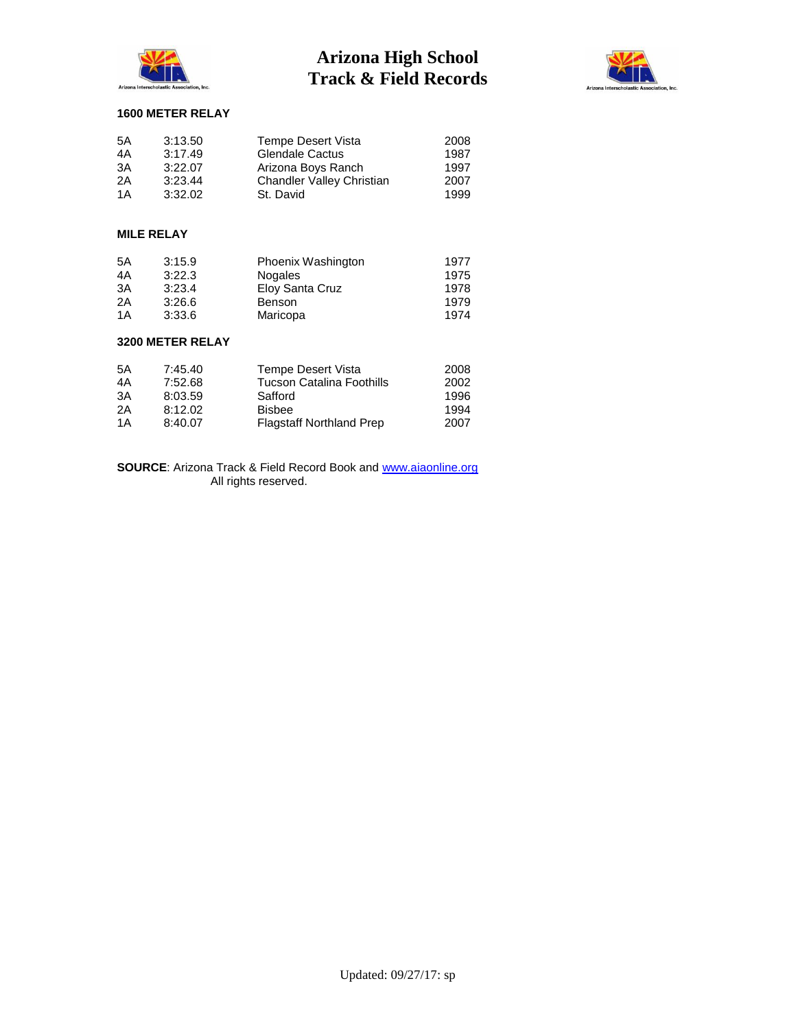# Arizona High School
# Track & Field Records

### 1600 METER RELAY

| | | | |
|---|---|---|---|
| 5A | 3:13.50 | Tempe Desert Vista | 2008 |
| 4A | 3:17.49 | Glendale Cactus | 1987 |
| 3A | 3:22.07 | Arizona Boys Ranch | 1997 |
| 2A | 3:23.44 | Chandler Valley Christian | 2007 |
| 1A | 3:32.02 | St. David | 1999 |

### MILE RELAY

| | | | |
|---|---|---|---|
| 5A | 3:15.9 | Phoenix Washington | 1977 |
| 4A | 3:22.3 | Nogales | 1975 |
| 3A | 3:23.4 | Eloy Santa Cruz | 1978 |
| 2A | 3:26.6 | Benson | 1979 |
| 1A | 3:33.6 | Maricopa | 1974 |

### 3200 METER RELAY

| | | | |
|---|---|---|---|
| 5A | 7:45.40 | Tempe Desert Vista | 2008 |
| 4A | 7:52.68 | Tucson Catalina Foothills | 2002 |
| 3A | 8:03.59 | Safford | 1996 |
| 2A | 8:12.02 | Bisbee | 1994 |
| 1A | 8:40.07 | Flagstaff Northland Prep | 2007 |

**SOURCE**: Arizona Track & Field Record Book and www.aiaonline.org
All rights reserved.

Updated: 09/27/17: sp